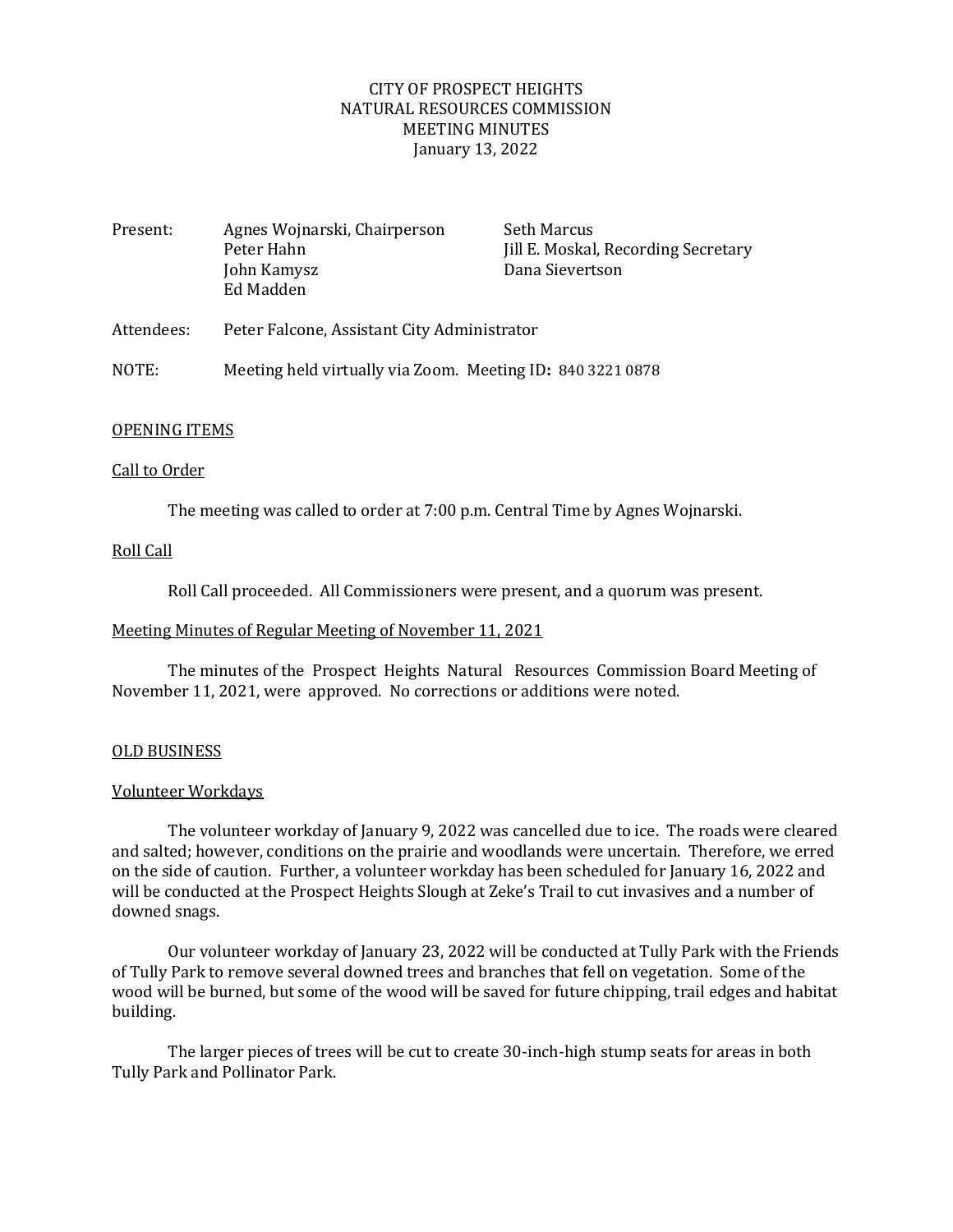# CITY OF PROSPECT HEIGHTS
## NATURAL RESOURCES COMMISSION
## MEETING MINUTES
January 13, 2022

| | | |
|---|---|---|
| Present: | Agnes Wojnarski, Chairperson | Seth Marcus |
| | Peter Hahn | Jill E. Moskal, Recording Secretary |
| | John Kamysz | Dana Sievertson |
| | Ed Madden | |

Attendees: Peter Falcone, Assistant City Administrator

NOTE: Meeting held virtually via Zoom. Meeting ID**:** 840 3221 0878

## OPENING ITEMS

### Call to Order

The meeting was called to order at 7:00 p.m. Central Time by Agnes Wojnarski.

### Roll Call

Roll Call proceeded. All Commissioners were present, and a quorum was present.

### Meeting Minutes of Regular Meeting of November 11, 2021

The minutes of the Prospect Heights Natural Resources Commission Board Meeting of November 11, 2021, were approved. No corrections or additions were noted.

## OLD BUSINESS

### Volunteer Workdays

The volunteer workday of January 9, 2022 was cancelled due to ice. The roads were cleared and salted; however, conditions on the prairie and woodlands were uncertain. Therefore, we erred on the side of caution. Further, a volunteer workday has been scheduled for January 16, 2022 and will be conducted at the Prospect Heights Slough at Zeke's Trail to cut invasives and a number of downed snags.

Our volunteer workday of January 23, 2022 will be conducted at Tully Park with the Friends of Tully Park to remove several downed trees and branches that fell on vegetation. Some of the wood will be burned, but some of the wood will be saved for future chipping, trail edges and habitat building.

The larger pieces of trees will be cut to create 30-inch-high stump seats for areas in both Tully Park and Pollinator Park.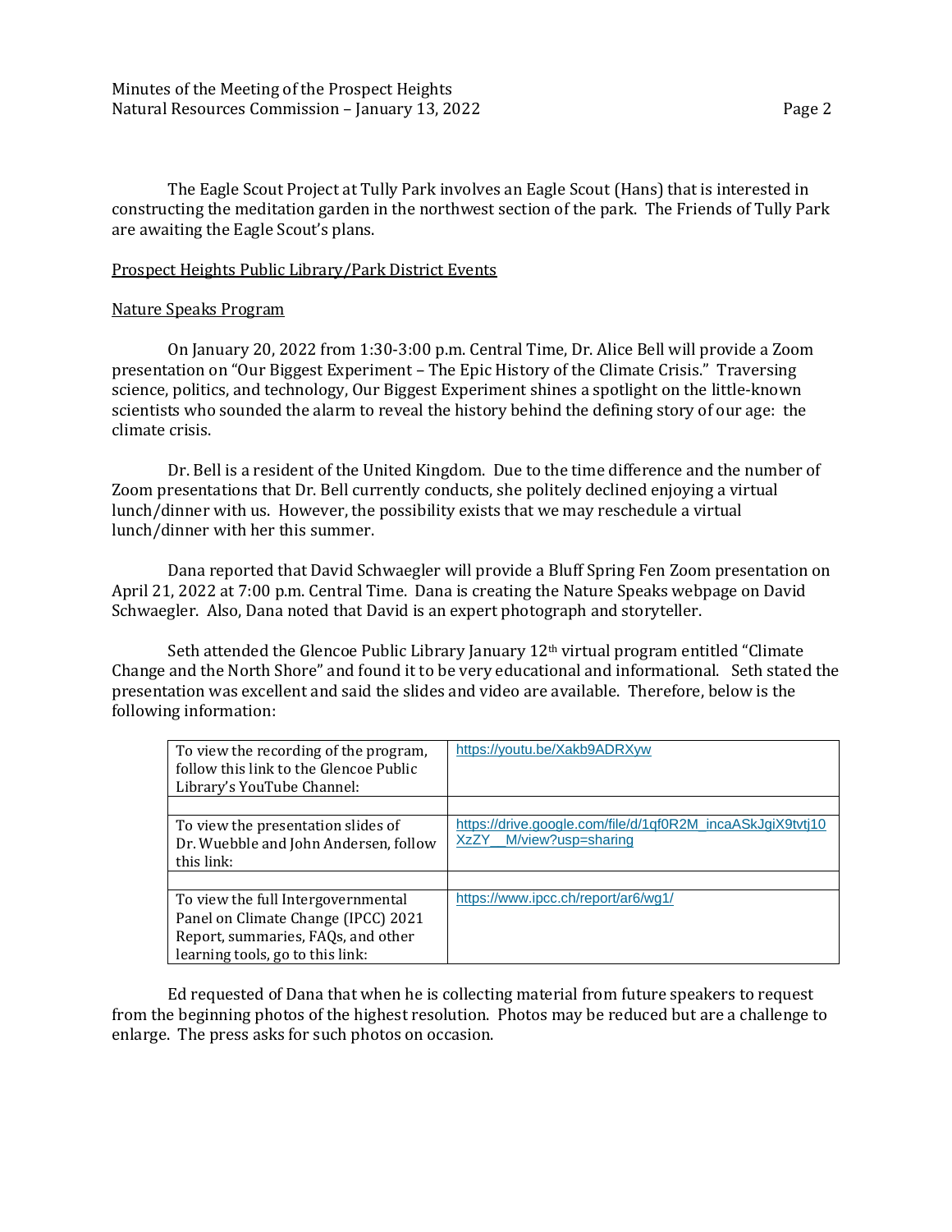The Eagle Scout Project at Tully Park involves an Eagle Scout (Hans) that is interested in constructing the meditation garden in the northwest section of the park. The Friends of Tully Park are awaiting the Eagle Scout's plans.

<u>Prospect Heights Public Library/Park District Events</u>

<u>Nature Speaks Program</u>

On January 20, 2022 from 1:30-3:00 p.m. Central Time, Dr. Alice Bell will provide a Zoom presentation on "Our Biggest Experiment – The Epic History of the Climate Crisis." Traversing science, politics, and technology, Our Biggest Experiment shines a spotlight on the little-known scientists who sounded the alarm to reveal the history behind the defining story of our age: the climate crisis.

Dr. Bell is a resident of the United Kingdom. Due to the time difference and the number of Zoom presentations that Dr. Bell currently conducts, she politely declined enjoying a virtual lunch/dinner with us. However, the possibility exists that we may reschedule a virtual lunch/dinner with her this summer.

Dana reported that David Schwaegler will provide a Bluff Spring Fen Zoom presentation on April 21, 2022 at 7:00 p.m. Central Time. Dana is creating the Nature Speaks webpage on David Schwaegler. Also, Dana noted that David is an expert photograph and storyteller.

Seth attended the Glencoe Public Library January 12th virtual program entitled "Climate Change and the North Shore" and found it to be very educational and informational. Seth stated the presentation was excellent and said the slides and video are available. Therefore, below is the following information:

| | |
|---|---|
| To view the recording of the program, follow this link to the Glencoe Public Library's YouTube Channel: | https://youtu.be/Xakb9ADRXyw |
| | |
| To view the presentation slides of Dr. Wuebble and John Andersen, follow this link: | https://drive.google.com/file/d/1qf0R2M_incaASkJgiX9tvtj10XzZY__M/view?usp=sharing |
| | |
| To view the full Intergovernmental Panel on Climate Change (IPCC) 2021 Report, summaries, FAQs, and other learning tools, go to this link: | https://www.ipcc.ch/report/ar6/wg1/ |

Ed requested of Dana that when he is collecting material from future speakers to request from the beginning photos of the highest resolution. Photos may be reduced but are a challenge to enlarge. The press asks for such photos on occasion.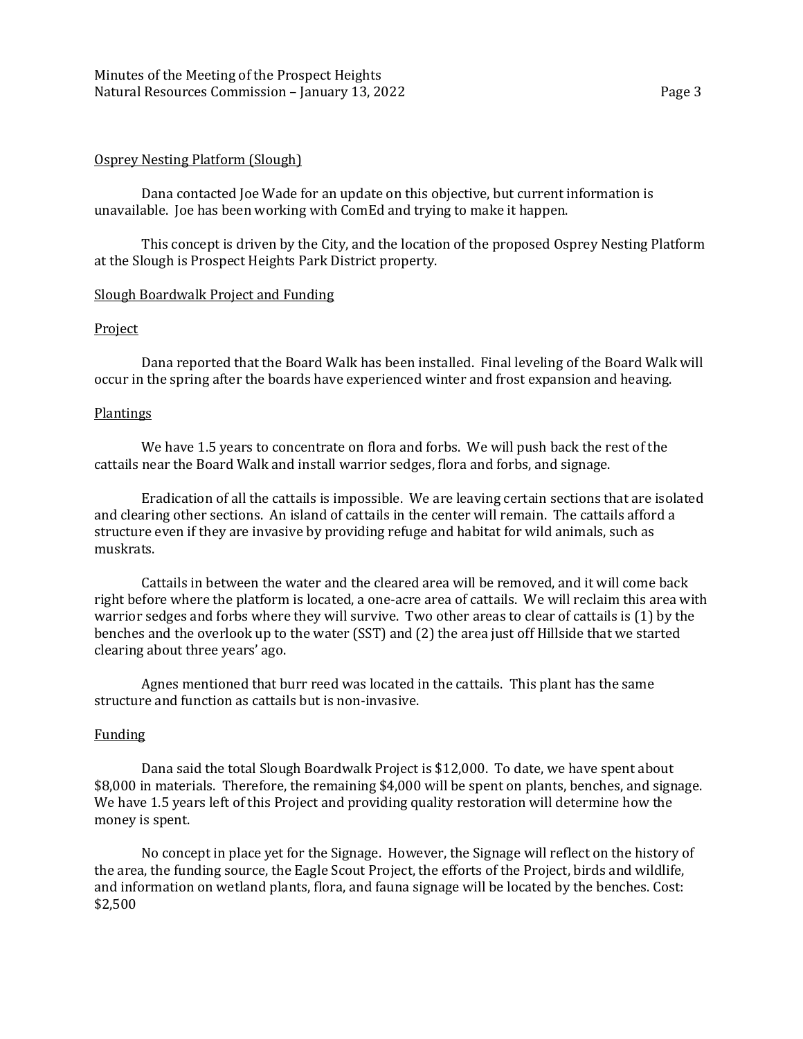## Osprey Nesting Platform (Slough)

Dana contacted Joe Wade for an update on this objective, but current information is unavailable. Joe has been working with ComEd and trying to make it happen.

This concept is driven by the City, and the location of the proposed Osprey Nesting Platform at the Slough is Prospect Heights Park District property.

## Slough Boardwalk Project and Funding

### Project

Dana reported that the Board Walk has been installed. Final leveling of the Board Walk will occur in the spring after the boards have experienced winter and frost expansion and heaving.

### Plantings

We have 1.5 years to concentrate on flora and forbs. We will push back the rest of the cattails near the Board Walk and install warrior sedges, flora and forbs, and signage.

Eradication of all the cattails is impossible. We are leaving certain sections that are isolated and clearing other sections. An island of cattails in the center will remain. The cattails afford a structure even if they are invasive by providing refuge and habitat for wild animals, such as muskrats.

Cattails in between the water and the cleared area will be removed, and it will come back right before where the platform is located, a one-acre area of cattails. We will reclaim this area with warrior sedges and forbs where they will survive. Two other areas to clear of cattails is (1) by the benches and the overlook up to the water (SST) and (2) the area just off Hillside that we started clearing about three years' ago.

Agnes mentioned that burr reed was located in the cattails. This plant has the same structure and function as cattails but is non-invasive.

### Funding

Dana said the total Slough Boardwalk Project is $12,000. To date, we have spent about $8,000 in materials. Therefore, the remaining $4,000 will be spent on plants, benches, and signage. We have 1.5 years left of this Project and providing quality restoration will determine how the money is spent.

No concept in place yet for the Signage. However, the Signage will reflect on the history of the area, the funding source, the Eagle Scout Project, the efforts of the Project, birds and wildlife, and information on wetland plants, flora, and fauna signage will be located by the benches. Cost: $2,500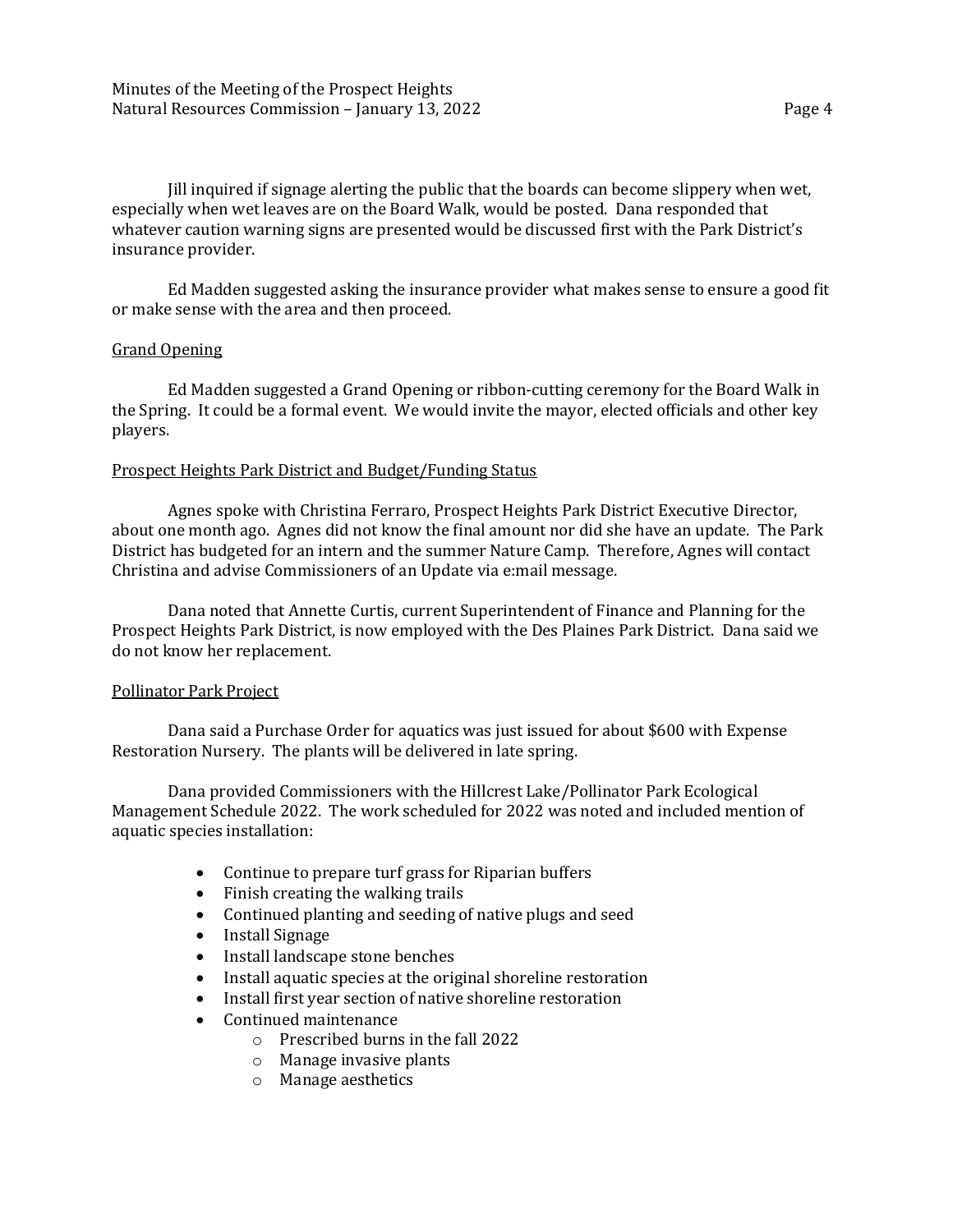Jill inquired if signage alerting the public that the boards can become slippery when wet, especially when wet leaves are on the Board Walk, would be posted. Dana responded that whatever caution warning signs are presented would be discussed first with the Park District's insurance provider.

Ed Madden suggested asking the insurance provider what makes sense to ensure a good fit or make sense with the area and then proceed.

<u>Grand Opening</u>

Ed Madden suggested a Grand Opening or ribbon-cutting ceremony for the Board Walk in the Spring. It could be a formal event. We would invite the mayor, elected officials and other key players.

<u>Prospect Heights Park District and Budget/Funding Status</u>

Agnes spoke with Christina Ferraro, Prospect Heights Park District Executive Director, about one month ago. Agnes did not know the final amount nor did she have an update. The Park District has budgeted for an intern and the summer Nature Camp. Therefore, Agnes will contact Christina and advise Commissioners of an Update via e:mail message.

Dana noted that Annette Curtis, current Superintendent of Finance and Planning for the Prospect Heights Park District, is now employed with the Des Plaines Park District. Dana said we do not know her replacement.

<u>Pollinator Park Project</u>

Dana said a Purchase Order for aquatics was just issued for about $600 with Expense Restoration Nursery. The plants will be delivered in late spring.

Dana provided Commissioners with the Hillcrest Lake/Pollinator Park Ecological Management Schedule 2022. The work scheduled for 2022 was noted and included mention of aquatic species installation:

- Continue to prepare turf grass for Riparian buffers
- Finish creating the walking trails
- Continued planting and seeding of native plugs and seed
- Install Signage
- Install landscape stone benches
- Install aquatic species at the original shoreline restoration
- Install first year section of native shoreline restoration
- Continued maintenance
    - Prescribed burns in the fall 2022
    - Manage invasive plants
    - Manage aesthetics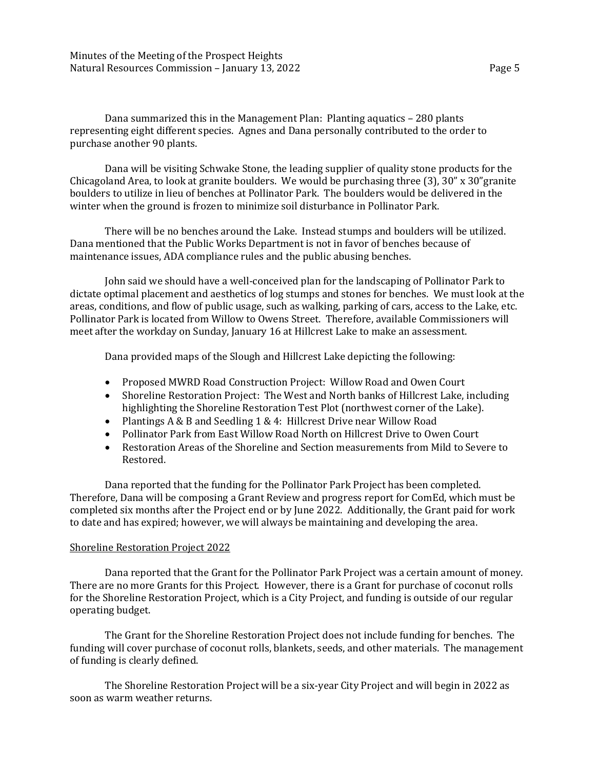Dana summarized this in the Management Plan: Planting aquatics – 280 plants representing eight different species. Agnes and Dana personally contributed to the order to purchase another 90 plants.

Dana will be visiting Schwake Stone, the leading supplier of quality stone products for the Chicagoland Area, to look at granite boulders. We would be purchasing three (3), 30" x 30"granite boulders to utilize in lieu of benches at Pollinator Park. The boulders would be delivered in the winter when the ground is frozen to minimize soil disturbance in Pollinator Park.

There will be no benches around the Lake. Instead stumps and boulders will be utilized. Dana mentioned that the Public Works Department is not in favor of benches because of maintenance issues, ADA compliance rules and the public abusing benches.

John said we should have a well-conceived plan for the landscaping of Pollinator Park to dictate optimal placement and aesthetics of log stumps and stones for benches. We must look at the areas, conditions, and flow of public usage, such as walking, parking of cars, access to the Lake, etc. Pollinator Park is located from Willow to Owens Street. Therefore, available Commissioners will meet after the workday on Sunday, January 16 at Hillcrest Lake to make an assessment.

Dana provided maps of the Slough and Hillcrest Lake depicting the following:

- Proposed MWRD Road Construction Project: Willow Road and Owen Court
- Shoreline Restoration Project: The West and North banks of Hillcrest Lake, including highlighting the Shoreline Restoration Test Plot (northwest corner of the Lake).
- Plantings A & B and Seedling 1 & 4: Hillcrest Drive near Willow Road
- Pollinator Park from East Willow Road North on Hillcrest Drive to Owen Court
- Restoration Areas of the Shoreline and Section measurements from Mild to Severe to Restored.

Dana reported that the funding for the Pollinator Park Project has been completed. Therefore, Dana will be composing a Grant Review and progress report for ComEd, which must be completed six months after the Project end or by June 2022. Additionally, the Grant paid for work to date and has expired; however, we will always be maintaining and developing the area.

Shoreline Restoration Project 2022

Dana reported that the Grant for the Pollinator Park Project was a certain amount of money. There are no more Grants for this Project. However, there is a Grant for purchase of coconut rolls for the Shoreline Restoration Project, which is a City Project, and funding is outside of our regular operating budget.

The Grant for the Shoreline Restoration Project does not include funding for benches. The funding will cover purchase of coconut rolls, blankets, seeds, and other materials. The management of funding is clearly defined.

The Shoreline Restoration Project will be a six-year City Project and will begin in 2022 as soon as warm weather returns.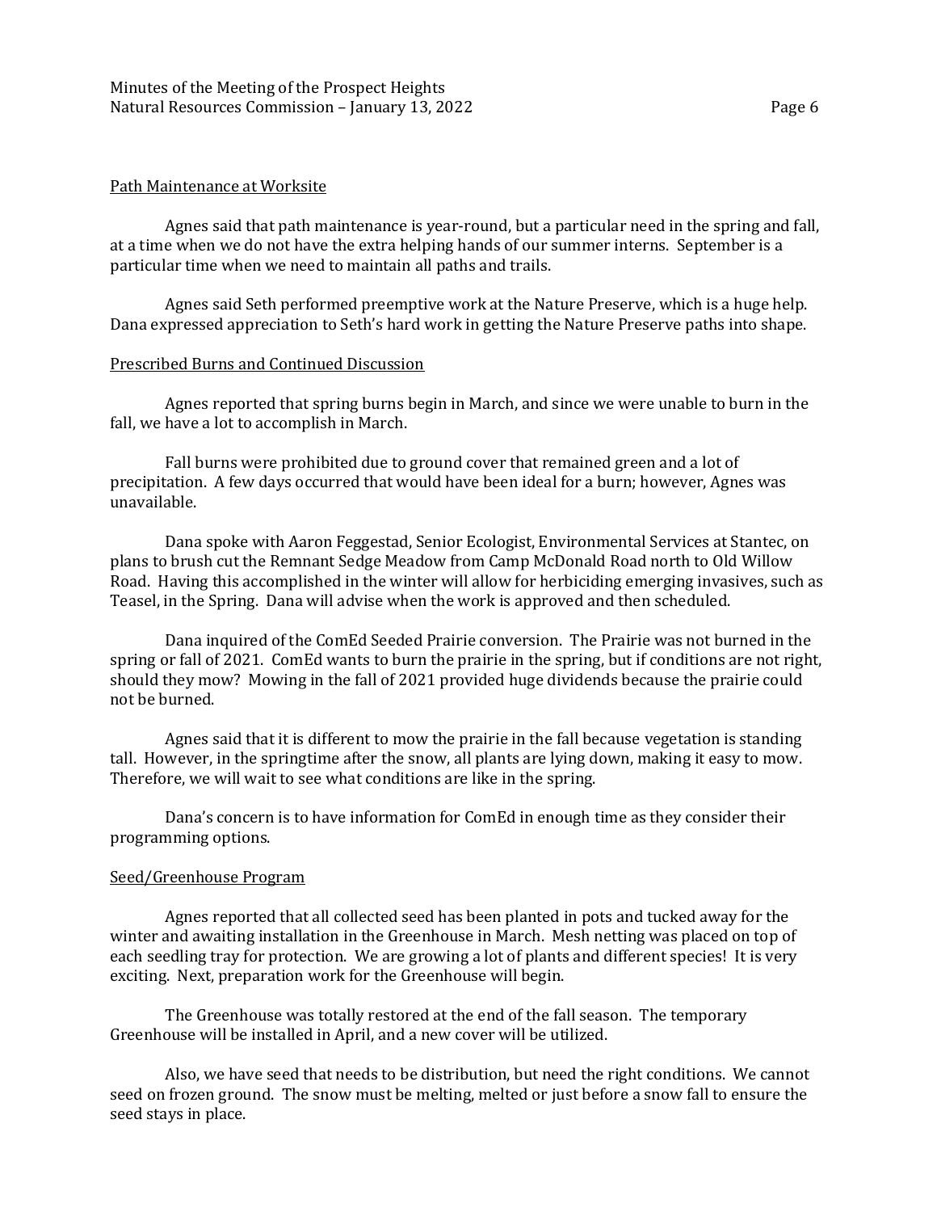Path Maintenance at Worksite

Agnes said that path maintenance is year-round, but a particular need in the spring and fall, at a time when we do not have the extra helping hands of our summer interns. September is a particular time when we need to maintain all paths and trails.

Agnes said Seth performed preemptive work at the Nature Preserve, which is a huge help. Dana expressed appreciation to Seth's hard work in getting the Nature Preserve paths into shape.

Prescribed Burns and Continued Discussion

Agnes reported that spring burns begin in March, and since we were unable to burn in the fall, we have a lot to accomplish in March.

Fall burns were prohibited due to ground cover that remained green and a lot of precipitation. A few days occurred that would have been ideal for a burn; however, Agnes was unavailable.

Dana spoke with Aaron Feggestad, Senior Ecologist, Environmental Services at Stantec, on plans to brush cut the Remnant Sedge Meadow from Camp McDonald Road north to Old Willow Road. Having this accomplished in the winter will allow for herbiciding emerging invasives, such as Teasel, in the Spring. Dana will advise when the work is approved and then scheduled.

Dana inquired of the ComEd Seeded Prairie conversion. The Prairie was not burned in the spring or fall of 2021. ComEd wants to burn the prairie in the spring, but if conditions are not right, should they mow? Mowing in the fall of 2021 provided huge dividends because the prairie could not be burned.

Agnes said that it is different to mow the prairie in the fall because vegetation is standing tall. However, in the springtime after the snow, all plants are lying down, making it easy to mow. Therefore, we will wait to see what conditions are like in the spring.

Dana's concern is to have information for ComEd in enough time as they consider their programming options.

Seed/Greenhouse Program

Agnes reported that all collected seed has been planted in pots and tucked away for the winter and awaiting installation in the Greenhouse in March. Mesh netting was placed on top of each seedling tray for protection. We are growing a lot of plants and different species! It is very exciting. Next, preparation work for the Greenhouse will begin.

The Greenhouse was totally restored at the end of the fall season. The temporary Greenhouse will be installed in April, and a new cover will be utilized.

Also, we have seed that needs to be distribution, but need the right conditions. We cannot seed on frozen ground. The snow must be melting, melted or just before a snow fall to ensure the seed stays in place.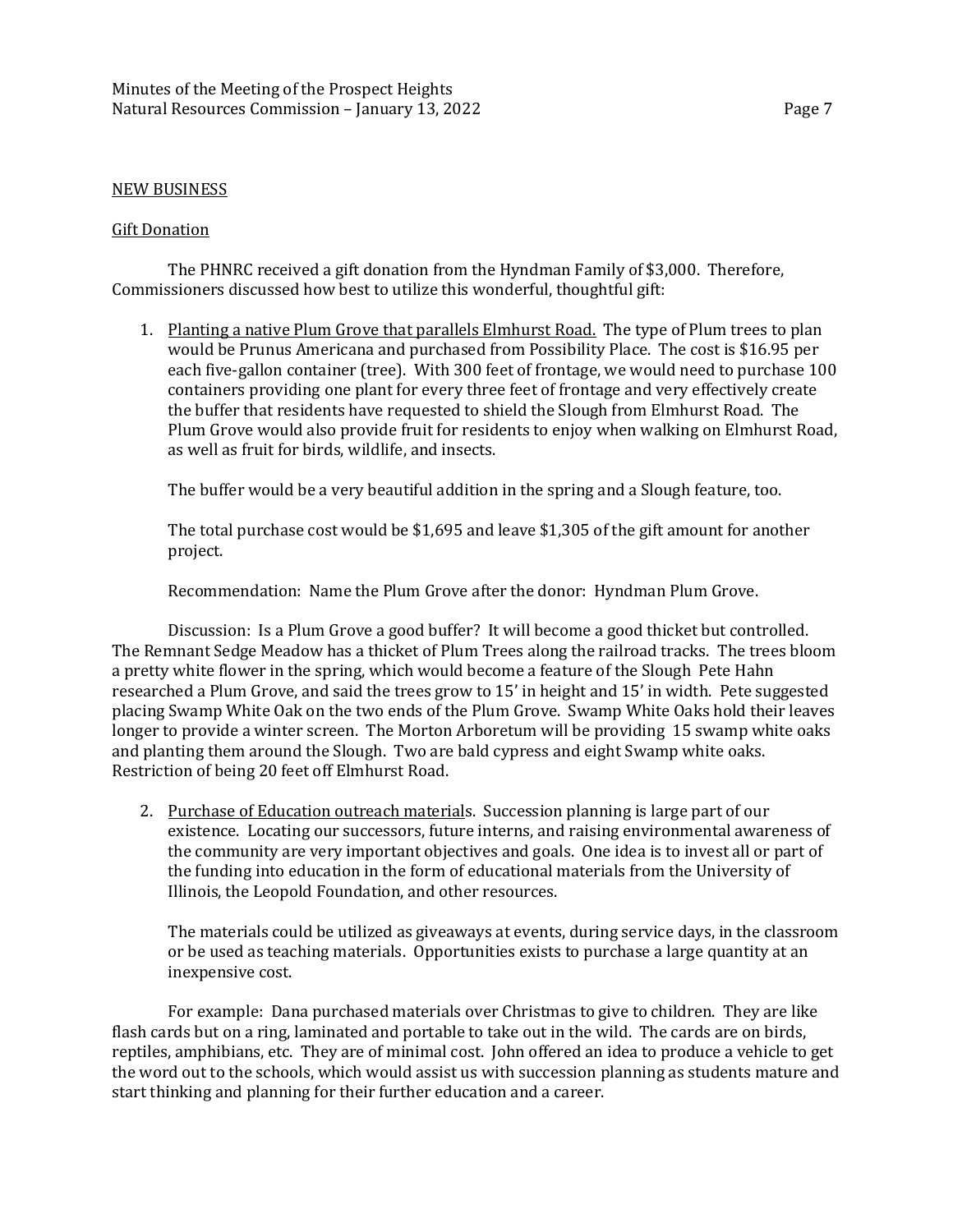NEW BUSINESS

Gift Donation

The PHNRC received a gift donation from the Hyndman Family of $3,000. Therefore, Commissioners discussed how best to utilize this wonderful, thoughtful gift:

1. Planting a native Plum Grove that parallels Elmhurst Road. The type of Plum trees to plan would be Prunus Americana and purchased from Possibility Place. The cost is $16.95 per each five-gallon container (tree). With 300 feet of frontage, we would need to purchase 100 containers providing one plant for every three feet of frontage and very effectively create the buffer that residents have requested to shield the Slough from Elmhurst Road. The Plum Grove would also provide fruit for residents to enjoy when walking on Elmhurst Road, as well as fruit for birds, wildlife, and insects.

   The buffer would be a very beautiful addition in the spring and a Slough feature, too.

   The total purchase cost would be $1,695 and leave $1,305 of the gift amount for another project.

   Recommendation: Name the Plum Grove after the donor: Hyndman Plum Grove.

Discussion: Is a Plum Grove a good buffer? It will become a good thicket but controlled. The Remnant Sedge Meadow has a thicket of Plum Trees along the railroad tracks. The trees bloom a pretty white flower in the spring, which would become a feature of the Slough Pete Hahn researched a Plum Grove, and said the trees grow to 15' in height and 15' in width. Pete suggested placing Swamp White Oak on the two ends of the Plum Grove. Swamp White Oaks hold their leaves longer to provide a winter screen. The Morton Arboretum will be providing 15 swamp white oaks and planting them around the Slough. Two are bald cypress and eight Swamp white oaks. Restriction of being 20 feet off Elmhurst Road.

2. Purchase of Education outreach materials. Succession planning is large part of our existence. Locating our successors, future interns, and raising environmental awareness of the community are very important objectives and goals. One idea is to invest all or part of the funding into education in the form of educational materials from the University of Illinois, the Leopold Foundation, and other resources.

   The materials could be utilized as giveaways at events, during service days, in the classroom or be used as teaching materials. Opportunities exists to purchase a large quantity at an inexpensive cost.

For example: Dana purchased materials over Christmas to give to children. They are like flash cards but on a ring, laminated and portable to take out in the wild. The cards are on birds, reptiles, amphibians, etc. They are of minimal cost. John offered an idea to produce a vehicle to get the word out to the schools, which would assist us with succession planning as students mature and start thinking and planning for their further education and a career.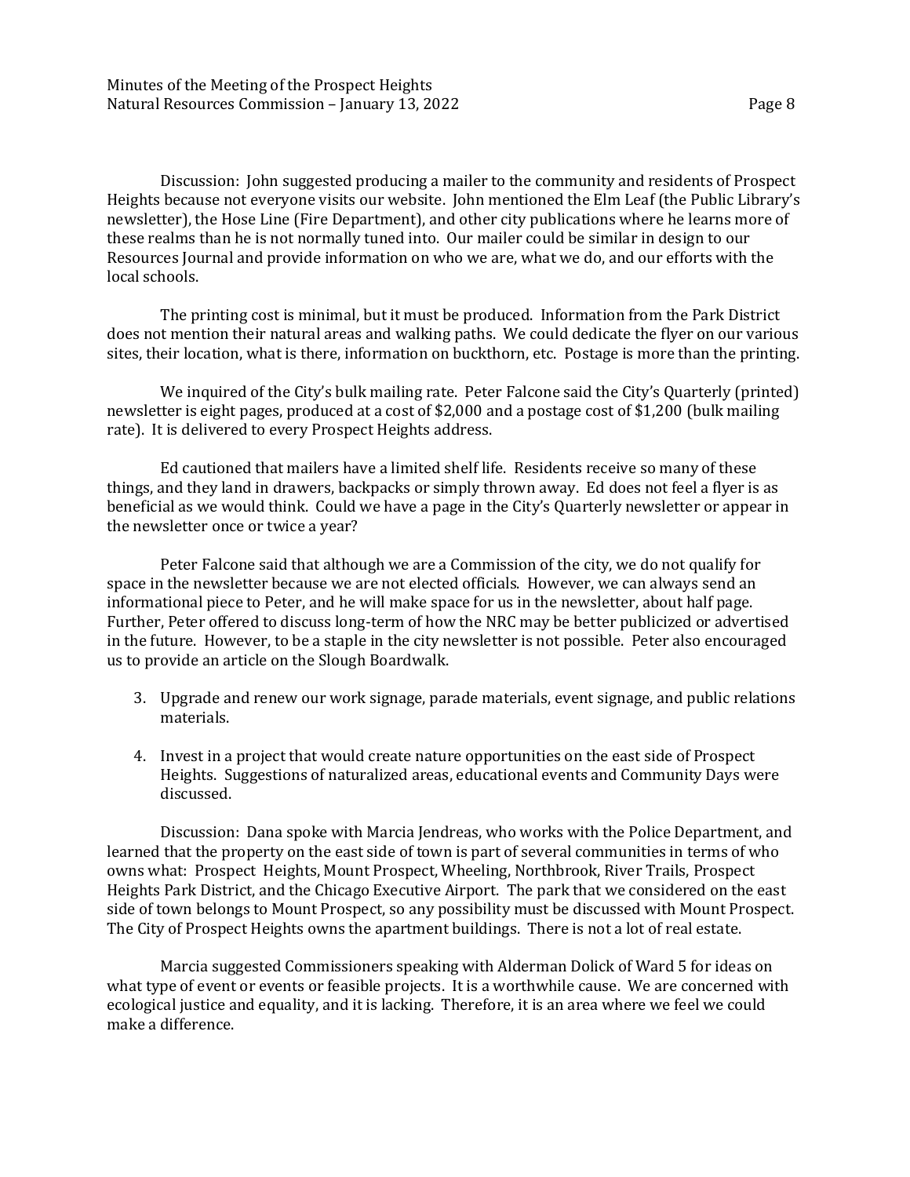Discussion: John suggested producing a mailer to the community and residents of Prospect Heights because not everyone visits our website. John mentioned the Elm Leaf (the Public Library's newsletter), the Hose Line (Fire Department), and other city publications where he learns more of these realms than he is not normally tuned into. Our mailer could be similar in design to our Resources Journal and provide information on who we are, what we do, and our efforts with the local schools.

The printing cost is minimal, but it must be produced. Information from the Park District does not mention their natural areas and walking paths. We could dedicate the flyer on our various sites, their location, what is there, information on buckthorn, etc. Postage is more than the printing.

We inquired of the City's bulk mailing rate. Peter Falcone said the City's Quarterly (printed) newsletter is eight pages, produced at a cost of $2,000 and a postage cost of $1,200 (bulk mailing rate). It is delivered to every Prospect Heights address.

Ed cautioned that mailers have a limited shelf life. Residents receive so many of these things, and they land in drawers, backpacks or simply thrown away. Ed does not feel a flyer is as beneficial as we would think. Could we have a page in the City's Quarterly newsletter or appear in the newsletter once or twice a year?

Peter Falcone said that although we are a Commission of the city, we do not qualify for space in the newsletter because we are not elected officials. However, we can always send an informational piece to Peter, and he will make space for us in the newsletter, about half page. Further, Peter offered to discuss long-term of how the NRC may be better publicized or advertised in the future. However, to be a staple in the city newsletter is not possible. Peter also encouraged us to provide an article on the Slough Boardwalk.

3. Upgrade and renew our work signage, parade materials, event signage, and public relations materials.

4. Invest in a project that would create nature opportunities on the east side of Prospect Heights. Suggestions of naturalized areas, educational events and Community Days were discussed.

Discussion: Dana spoke with Marcia Jendreas, who works with the Police Department, and learned that the property on the east side of town is part of several communities in terms of who owns what: Prospect Heights, Mount Prospect, Wheeling, Northbrook, River Trails, Prospect Heights Park District, and the Chicago Executive Airport. The park that we considered on the east side of town belongs to Mount Prospect, so any possibility must be discussed with Mount Prospect. The City of Prospect Heights owns the apartment buildings. There is not a lot of real estate.

Marcia suggested Commissioners speaking with Alderman Dolick of Ward 5 for ideas on what type of event or events or feasible projects. It is a worthwhile cause. We are concerned with ecological justice and equality, and it is lacking. Therefore, it is an area where we feel we could make a difference.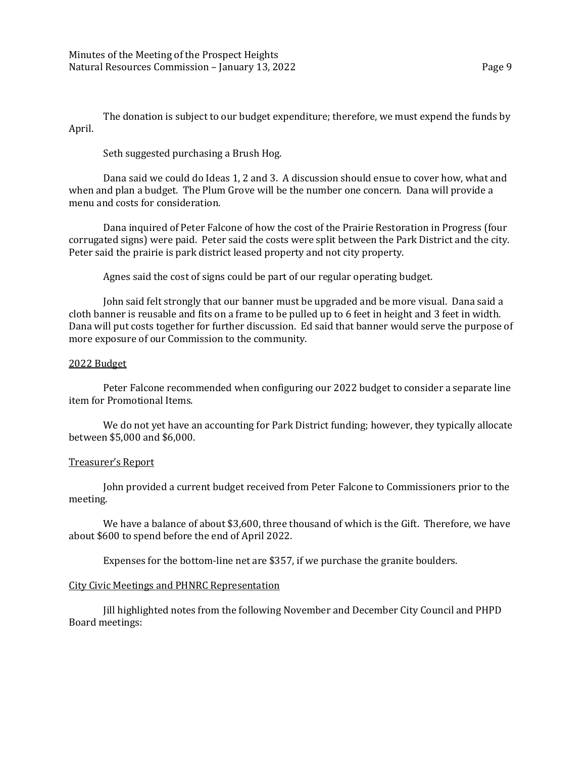The donation is subject to our budget expenditure; therefore, we must expend the funds by April.

Seth suggested purchasing a Brush Hog.

Dana said we could do Ideas 1, 2 and 3. A discussion should ensue to cover how, what and when and plan a budget. The Plum Grove will be the number one concern. Dana will provide a menu and costs for consideration.

Dana inquired of Peter Falcone of how the cost of the Prairie Restoration in Progress (four corrugated signs) were paid. Peter said the costs were split between the Park District and the city. Peter said the prairie is park district leased property and not city property.

Agnes said the cost of signs could be part of our regular operating budget.

John said felt strongly that our banner must be upgraded and be more visual. Dana said a cloth banner is reusable and fits on a frame to be pulled up to 6 feet in height and 3 feet in width. Dana will put costs together for further discussion. Ed said that banner would serve the purpose of more exposure of our Commission to the community.

## 2022 Budget

Peter Falcone recommended when configuring our 2022 budget to consider a separate line item for Promotional Items.

We do not yet have an accounting for Park District funding; however, they typically allocate between $5,000 and $6,000.

## Treasurer's Report

John provided a current budget received from Peter Falcone to Commissioners prior to the meeting.

We have a balance of about $3,600, three thousand of which is the Gift. Therefore, we have about $600 to spend before the end of April 2022.

Expenses for the bottom-line net are $357, if we purchase the granite boulders.

## City Civic Meetings and PHNRC Representation

Jill highlighted notes from the following November and December City Council and PHPD Board meetings: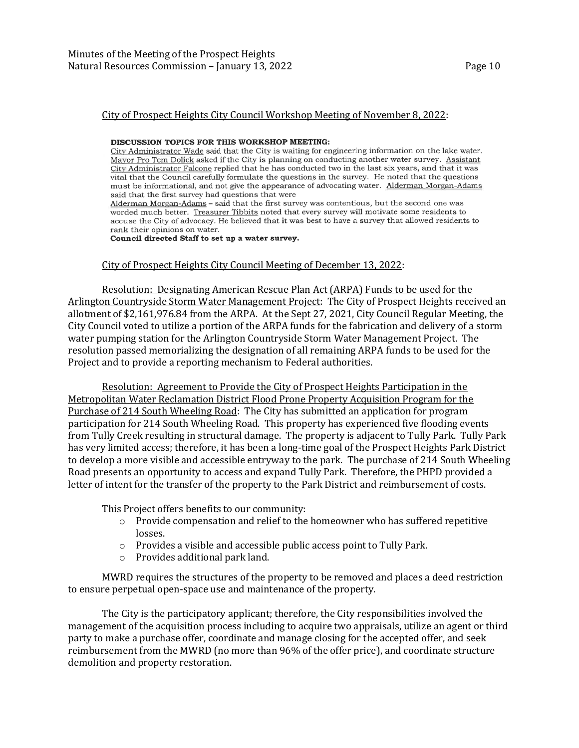City of Prospect Heights City Council Workshop Meeting of November 8, 2022:

**DISCUSSION TOPICS FOR THIS WORKSHOP MEETING:**

City Administrator Wade said that the City is waiting for engineering information on the lake water. Mayor Pro Tem Dolick asked if the City is planning on conducting another water survey. Assistant City Administrator Falcone replied that he has conducted two in the last six years, and that it was vital that the Council carefully formulate the questions in the survey. He noted that the questions must be informational, and not give the appearance of advocating water. Alderman Morgan-Adams said that the first survey had questions that were

Alderman Morgan-Adams – said that the first survey was contentious, but the second one was worded much better. Treasurer Tibbits noted that every survey will motivate some residents to accuse the City of advocacy. He believed that it was best to have a survey that allowed residents to rank their opinions on water.

**Council directed Staff to set up a water survey.**

City of Prospect Heights City Council Meeting of December 13, 2022:

Resolution: Designating American Rescue Plan Act (ARPA) Funds to be used for the Arlington Countryside Storm Water Management Project: The City of Prospect Heights received an allotment of $2,161,976.84 from the ARPA. At the Sept 27, 2021, City Council Regular Meeting, the City Council voted to utilize a portion of the ARPA funds for the fabrication and delivery of a storm water pumping station for the Arlington Countryside Storm Water Management Project. The resolution passed memorializing the designation of all remaining ARPA funds to be used for the Project and to provide a reporting mechanism to Federal authorities.

Resolution: Agreement to Provide the City of Prospect Heights Participation in the Metropolitan Water Reclamation District Flood Prone Property Acquisition Program for the Purchase of 214 South Wheeling Road: The City has submitted an application for program participation for 214 South Wheeling Road. This property has experienced five flooding events from Tully Creek resulting in structural damage. The property is adjacent to Tully Park. Tully Park has very limited access; therefore, it has been a long-time goal of the Prospect Heights Park District to develop a more visible and accessible entryway to the park. The purchase of 214 South Wheeling Road presents an opportunity to access and expand Tully Park. Therefore, the PHPD provided a letter of intent for the transfer of the property to the Park District and reimbursement of costs.

This Project offers benefits to our community:

- Provide compensation and relief to the homeowner who has suffered repetitive losses.
- Provides a visible and accessible public access point to Tully Park.
- Provides additional park land.

MWRD requires the structures of the property to be removed and places a deed restriction to ensure perpetual open-space use and maintenance of the property.

The City is the participatory applicant; therefore, the City responsibilities involved the management of the acquisition process including to acquire two appraisals, utilize an agent or third party to make a purchase offer, coordinate and manage closing for the accepted offer, and seek reimbursement from the MWRD (no more than 96% of the offer price), and coordinate structure demolition and property restoration.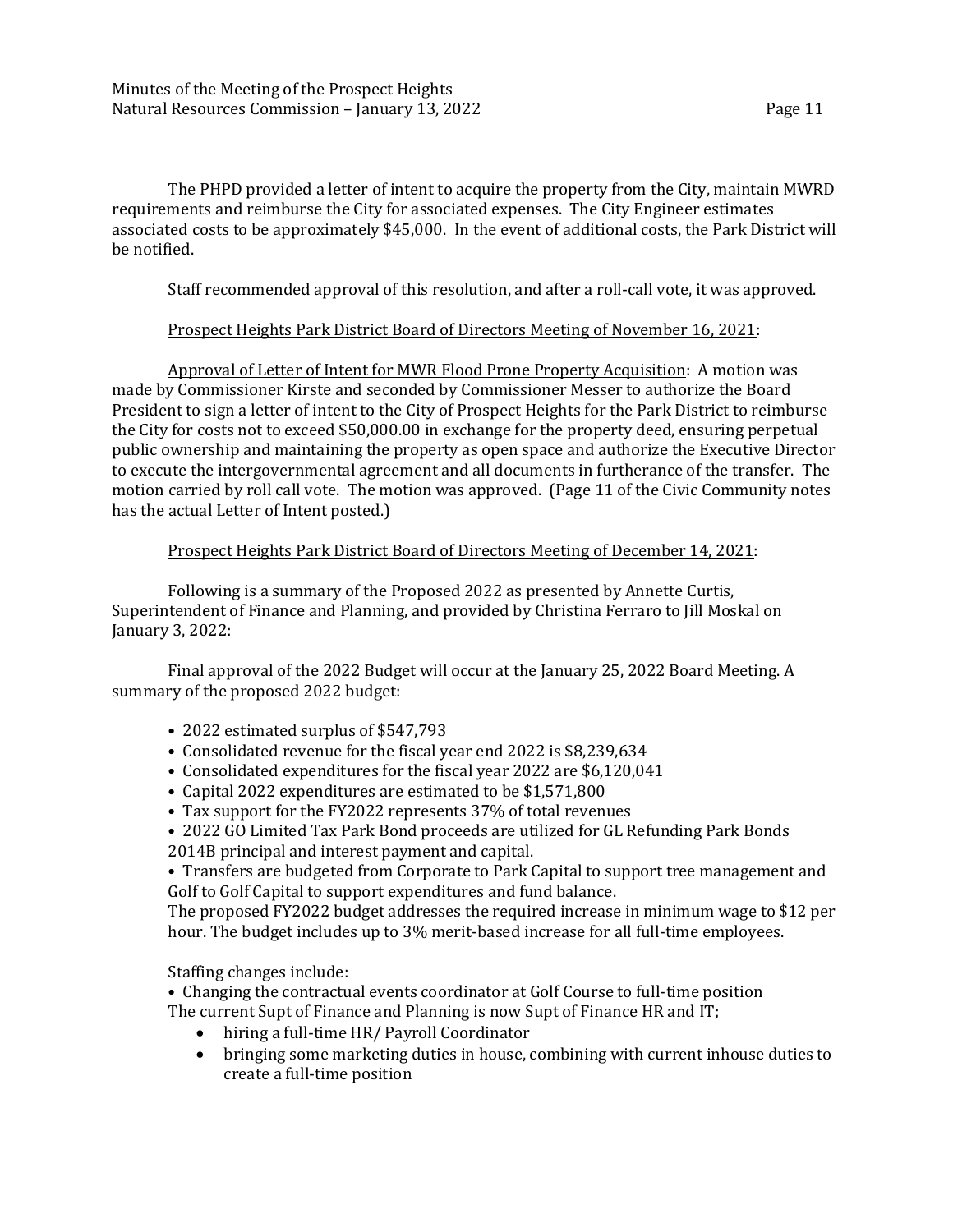The PHPD provided a letter of intent to acquire the property from the City, maintain MWRD requirements and reimburse the City for associated expenses. The City Engineer estimates associated costs to be approximately $45,000. In the event of additional costs, the Park District will be notified.

Staff recommended approval of this resolution, and after a roll-call vote, it was approved.

<u>Prospect Heights Park District Board of Directors Meeting of November 16, 2021</u>:

<u>Approval of Letter of Intent for MWR Flood Prone Property Acquisition</u>: A motion was made by Commissioner Kirste and seconded by Commissioner Messer to authorize the Board President to sign a letter of intent to the City of Prospect Heights for the Park District to reimburse the City for costs not to exceed $50,000.00 in exchange for the property deed, ensuring perpetual public ownership and maintaining the property as open space and authorize the Executive Director to execute the intergovernmental agreement and all documents in furtherance of the transfer. The motion carried by roll call vote. The motion was approved. (Page 11 of the Civic Community notes has the actual Letter of Intent posted.)

<u>Prospect Heights Park District Board of Directors Meeting of December 14, 2021</u>:

Following is a summary of the Proposed 2022 as presented by Annette Curtis, Superintendent of Finance and Planning, and provided by Christina Ferraro to Jill Moskal on January 3, 2022:

Final approval of the 2022 Budget will occur at the January 25, 2022 Board Meeting. A summary of the proposed 2022 budget:

- 2022 estimated surplus of $547,793
- Consolidated revenue for the fiscal year end 2022 is $8,239,634
- Consolidated expenditures for the fiscal year 2022 are $6,120,041
- Capital 2022 expenditures are estimated to be $1,571,800
- Tax support for the FY2022 represents 37% of total revenues
- 2022 GO Limited Tax Park Bond proceeds are utilized for GL Refunding Park Bonds 2014B principal and interest payment and capital.
- Transfers are budgeted from Corporate to Park Capital to support tree management and Golf to Golf Capital to support expenditures and fund balance.

The proposed FY2022 budget addresses the required increase in minimum wage to $12 per hour. The budget includes up to 3% merit-based increase for all full-time employees.

Staffing changes include:

- Changing the contractual events coordinator at Golf Course to full-time position

The current Supt of Finance and Planning is now Supt of Finance HR and IT;

- hiring a full-time HR/ Payroll Coordinator
- bringing some marketing duties in house, combining with current inhouse duties to create a full-time position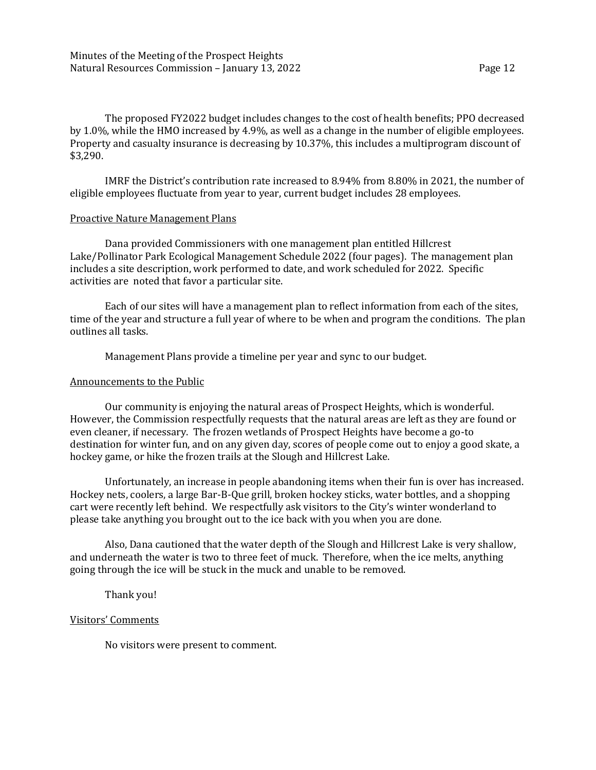The proposed FY2022 budget includes changes to the cost of health benefits; PPO decreased by 1.0%, while the HMO increased by 4.9%, as well as a change in the number of eligible employees. Property and casualty insurance is decreasing by 10.37%, this includes a multiprogram discount of $3,290.

IMRF the District's contribution rate increased to 8.94% from 8.80% in 2021, the number of eligible employees fluctuate from year to year, current budget includes 28 employees.

Proactive Nature Management Plans

Dana provided Commissioners with one management plan entitled Hillcrest Lake/Pollinator Park Ecological Management Schedule 2022 (four pages). The management plan includes a site description, work performed to date, and work scheduled for 2022. Specific activities are noted that favor a particular site.

Each of our sites will have a management plan to reflect information from each of the sites, time of the year and structure a full year of where to be when and program the conditions. The plan outlines all tasks.

Management Plans provide a timeline per year and sync to our budget.

Announcements to the Public

Our community is enjoying the natural areas of Prospect Heights, which is wonderful. However, the Commission respectfully requests that the natural areas are left as they are found or even cleaner, if necessary. The frozen wetlands of Prospect Heights have become a go-to destination for winter fun, and on any given day, scores of people come out to enjoy a good skate, a hockey game, or hike the frozen trails at the Slough and Hillcrest Lake.

Unfortunately, an increase in people abandoning items when their fun is over has increased. Hockey nets, coolers, a large Bar-B-Que grill, broken hockey sticks, water bottles, and a shopping cart were recently left behind. We respectfully ask visitors to the City's winter wonderland to please take anything you brought out to the ice back with you when you are done.

Also, Dana cautioned that the water depth of the Slough and Hillcrest Lake is very shallow, and underneath the water is two to three feet of muck. Therefore, when the ice melts, anything going through the ice will be stuck in the muck and unable to be removed.

Thank you!

Visitors' Comments

No visitors were present to comment.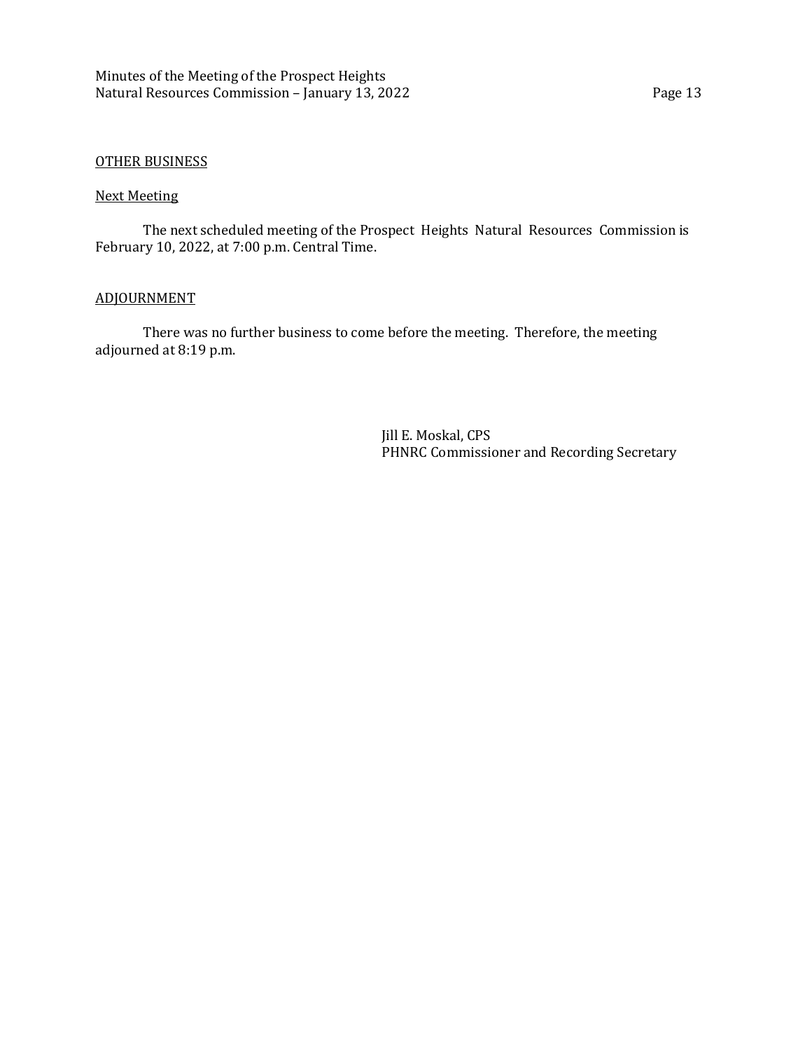## OTHER BUSINESS

### Next Meeting

The next scheduled meeting of the Prospect Heights Natural Resources Commission is February 10, 2022, at 7:00 p.m. Central Time.

## ADJOURNMENT

There was no further business to come before the meeting. Therefore, the meeting adjourned at 8:19 p.m.

Jill E. Moskal, CPS
PHNRC Commissioner and Recording Secretary